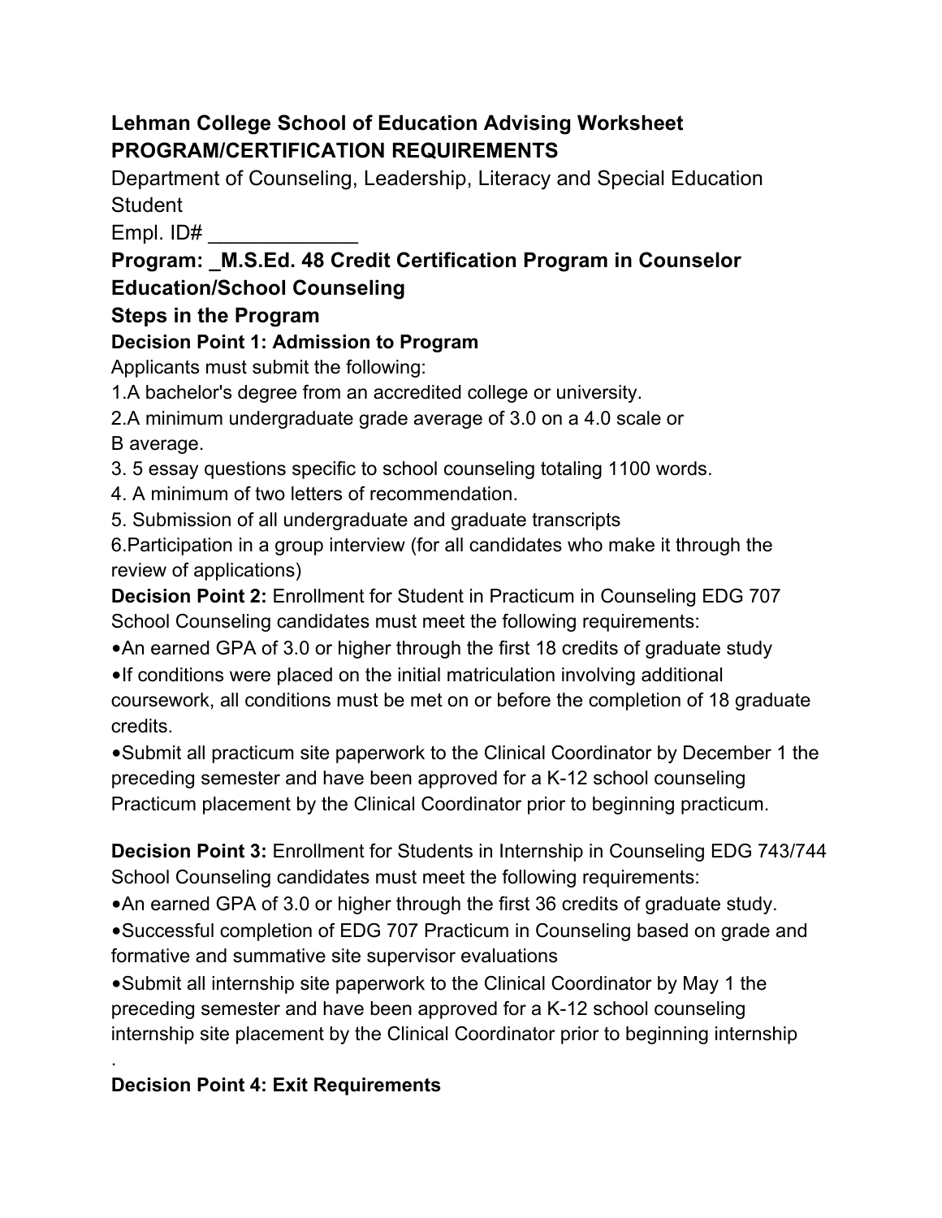**Lehman College School of Education Advising Worksheet**
**PROGRAM/CERTIFICATION REQUIREMENTS**

Department of Counseling, Leadership, Literacy and Special Education

Student

Empl. ID# _____________

## Program: _M.S.Ed. 48 Credit Certification Program in Counselor Education/School Counseling

## Steps in the Program

### Decision Point 1: Admission to Program

Applicants must submit the following:

1. A bachelor's degree from an accredited college or university.
2. A minimum undergraduate grade average of 3.0 on a 4.0 scale or B average.
3. 5 essay questions specific to school counseling totaling 1100 words.
4. A minimum of two letters of recommendation.
5. Submission of all undergraduate and graduate transcripts
6. Participation in a group interview (for all candidates who make it through the review of applications)

**Decision Point 2:** Enrollment for Student in Practicum in Counseling EDG 707

School Counseling candidates must meet the following requirements:

- An earned GPA of 3.0 or higher through the first 18 credits of graduate study
- If conditions were placed on the initial matriculation involving additional coursework, all conditions must be met on or before the completion of 18 graduate credits.
- Submit all practicum site paperwork to the Clinical Coordinator by December 1 the preceding semester and have been approved for a K-12 school counseling Practicum placement by the Clinical Coordinator prior to beginning practicum.

**Decision Point 3:** Enrollment for Students in Internship in Counseling EDG 743/744

School Counseling candidates must meet the following requirements:

- An earned GPA of 3.0 or higher through the first 36 credits of graduate study.
- Successful completion of EDG 707 Practicum in Counseling based on grade and formative and summative site supervisor evaluations
- Submit all internship site paperwork to the Clinical Coordinator by May 1 the preceding semester and have been approved for a K-12 school counseling internship site placement by the Clinical Coordinator prior to beginning internship

.

### Decision Point 4: Exit Requirements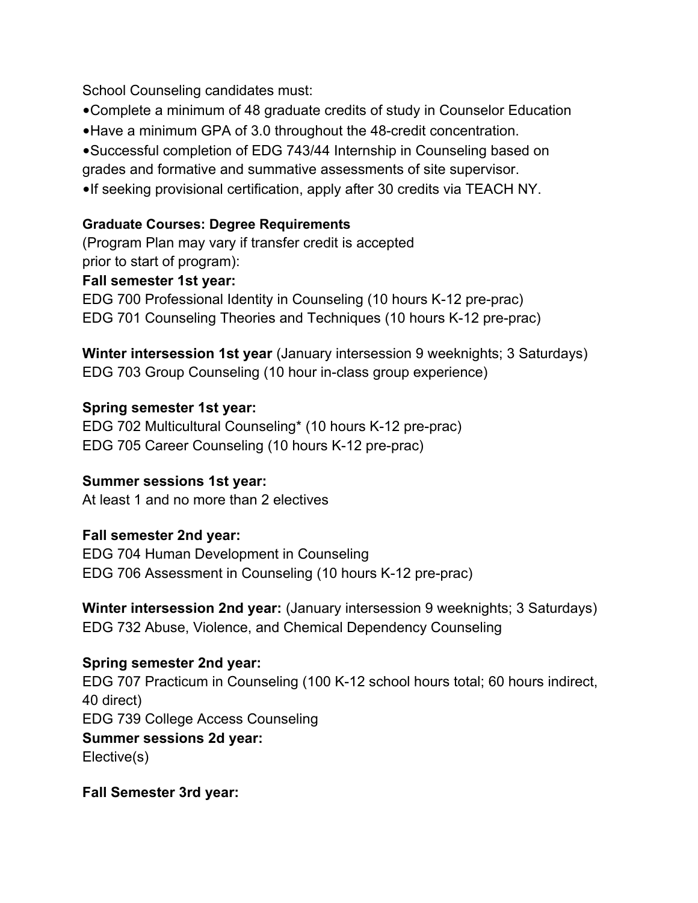School Counseling candidates must:

- Complete a minimum of 48 graduate credits of study in Counselor Education
- Have a minimum GPA of 3.0 throughout the 48-credit concentration.
- Successful completion of EDG 743/44 Internship in Counseling based on grades and formative and summative assessments of site supervisor.
- If seeking provisional certification, apply after 30 credits via TEACH NY.

**Graduate Courses: Degree Requirements**
(Program Plan may vary if transfer credit is accepted
prior to start of program):

**Fall semester 1st year:**
EDG 700 Professional Identity in Counseling (10 hours K-12 pre-prac)
EDG 701 Counseling Theories and Techniques (10 hours K-12 pre-prac)

**Winter intersession 1st year** (January intersession 9 weeknights; 3 Saturdays)
EDG 703 Group Counseling (10 hour in-class group experience)

**Spring semester 1st year:**
EDG 702 Multicultural Counseling* (10 hours K-12 pre-prac)
EDG 705 Career Counseling (10 hours K-12 pre-prac)

**Summer sessions 1st year:**
At least 1 and no more than 2 electives

**Fall semester 2nd year:**
EDG 704 Human Development in Counseling
EDG 706 Assessment in Counseling (10 hours K-12 pre-prac)

**Winter intersession 2nd year:** (January intersession 9 weeknights; 3 Saturdays)
EDG 732 Abuse, Violence, and Chemical Dependency Counseling

**Spring semester 2nd year:**
EDG 707 Practicum in Counseling (100 K-12 school hours total; 60 hours indirect, 40 direct)
EDG 739 College Access Counseling

**Summer sessions 2d year:**
Elective(s)

**Fall Semester 3rd year:**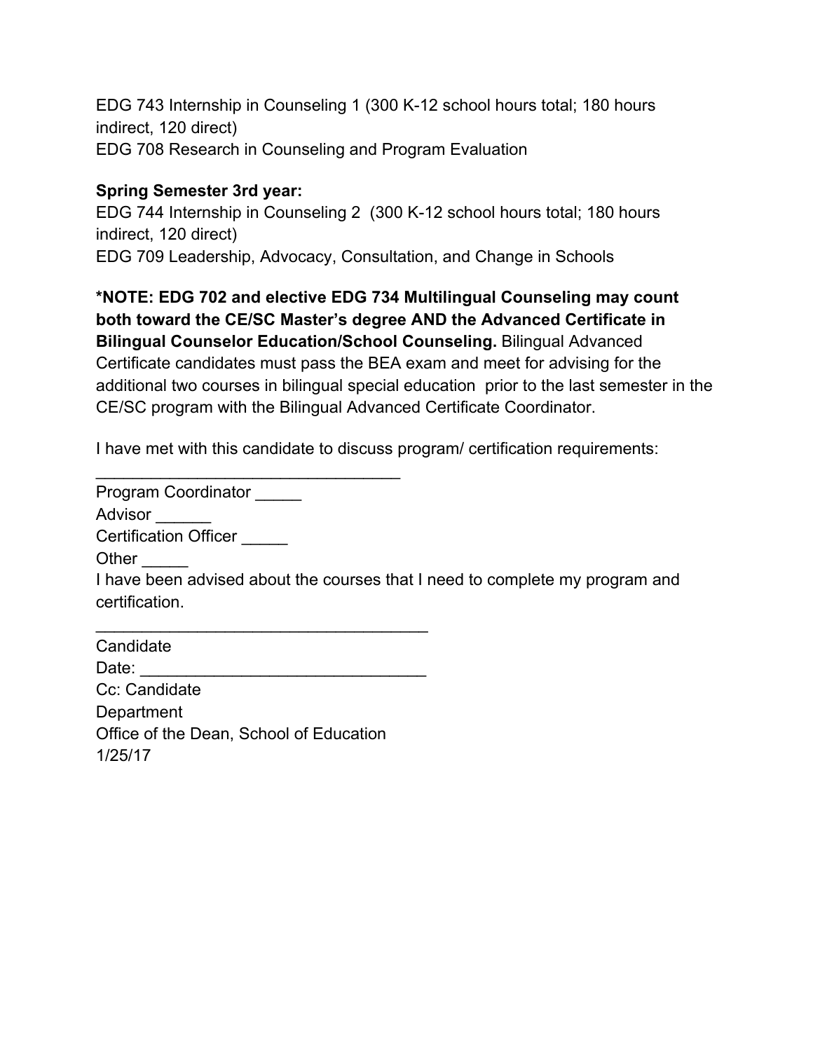EDG 743 Internship in Counseling 1 (300 K-12 school hours total; 180 hours indirect, 120 direct)
EDG 708 Research in Counseling and Program Evaluation

**Spring Semester 3rd year:**
EDG 744 Internship in Counseling 2 (300 K-12 school hours total; 180 hours indirect, 120 direct)
EDG 709 Leadership, Advocacy, Consultation, and Change in Schools

***NOTE: EDG 702 and elective EDG 734 Multilingual Counseling may count both toward the CE/SC Master's degree AND the Advanced Certificate in Bilingual Counselor Education/School Counseling.** Bilingual Advanced Certificate candidates must pass the BEA exam and meet for advising for the additional two courses in bilingual special education prior to the last semester in the CE/SC program with the Bilingual Advanced Certificate Coordinator.

I have met with this candidate to discuss program/ certification requirements:

__________________________________
Program Coordinator _____
Advisor ______
Certification Officer _____
Other _____

I have been advised about the courses that I need to complete my program and certification.

_____________________________________
Candidate
Date: _______________________________
Cc: Candidate
Department
Office of the Dean, School of Education
1/25/17